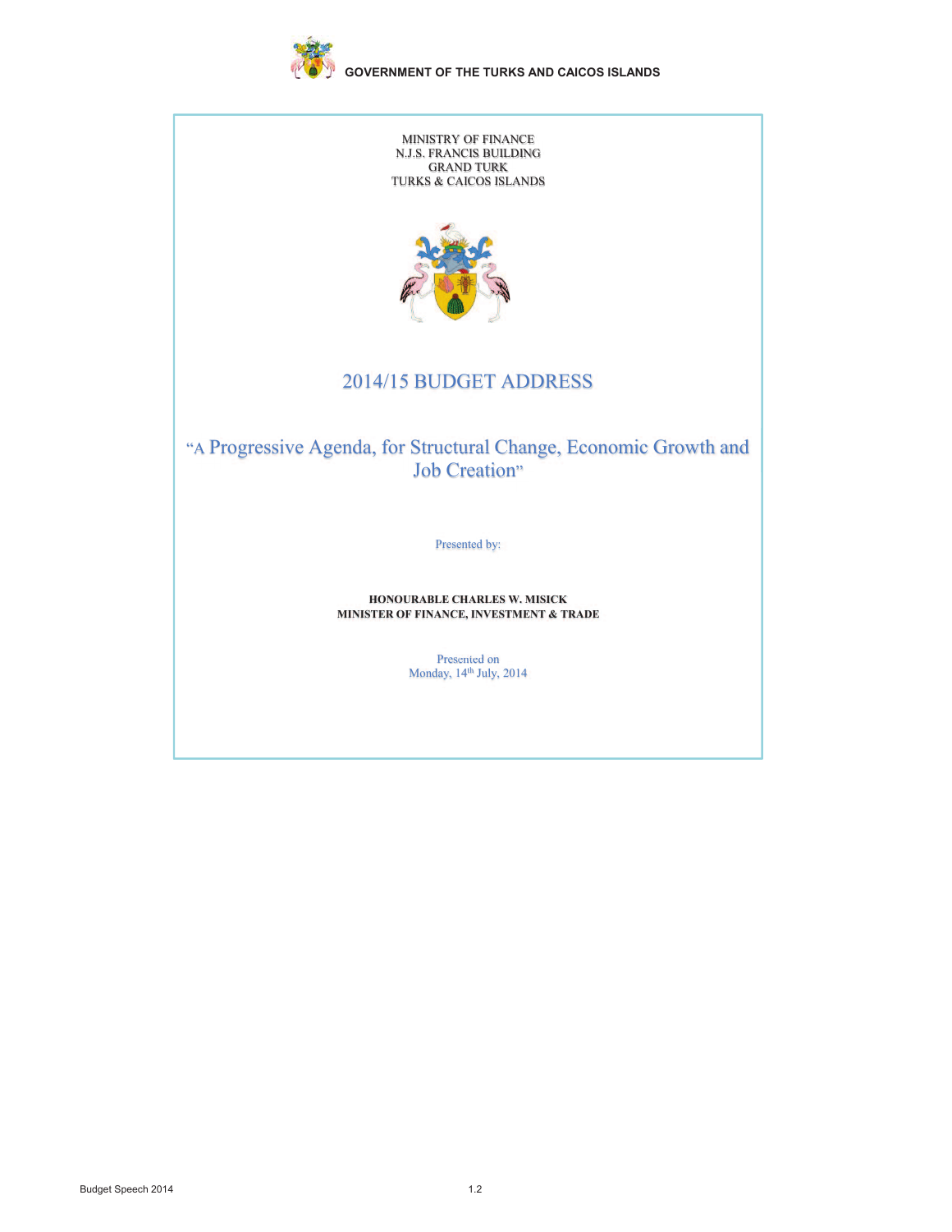GOVERNMENT OF THE TURKS AND CAICOS ISLANDS

MINISTRY OF FINANCE
N.J.S. FRANCIS BUILDING
GRAND TURK
TURKS & CAICOS ISLANDS

# 2014/15 BUDGET ADDRESS

## "A Progressive Agenda, for Structural Change, Economic Growth and Job Creation"

Presented by:

**HONOURABLE CHARLES W. MISICK**
**MINISTER OF FINANCE, INVESTMENT & TRADE**

Presented on
Monday, 14th July, 2014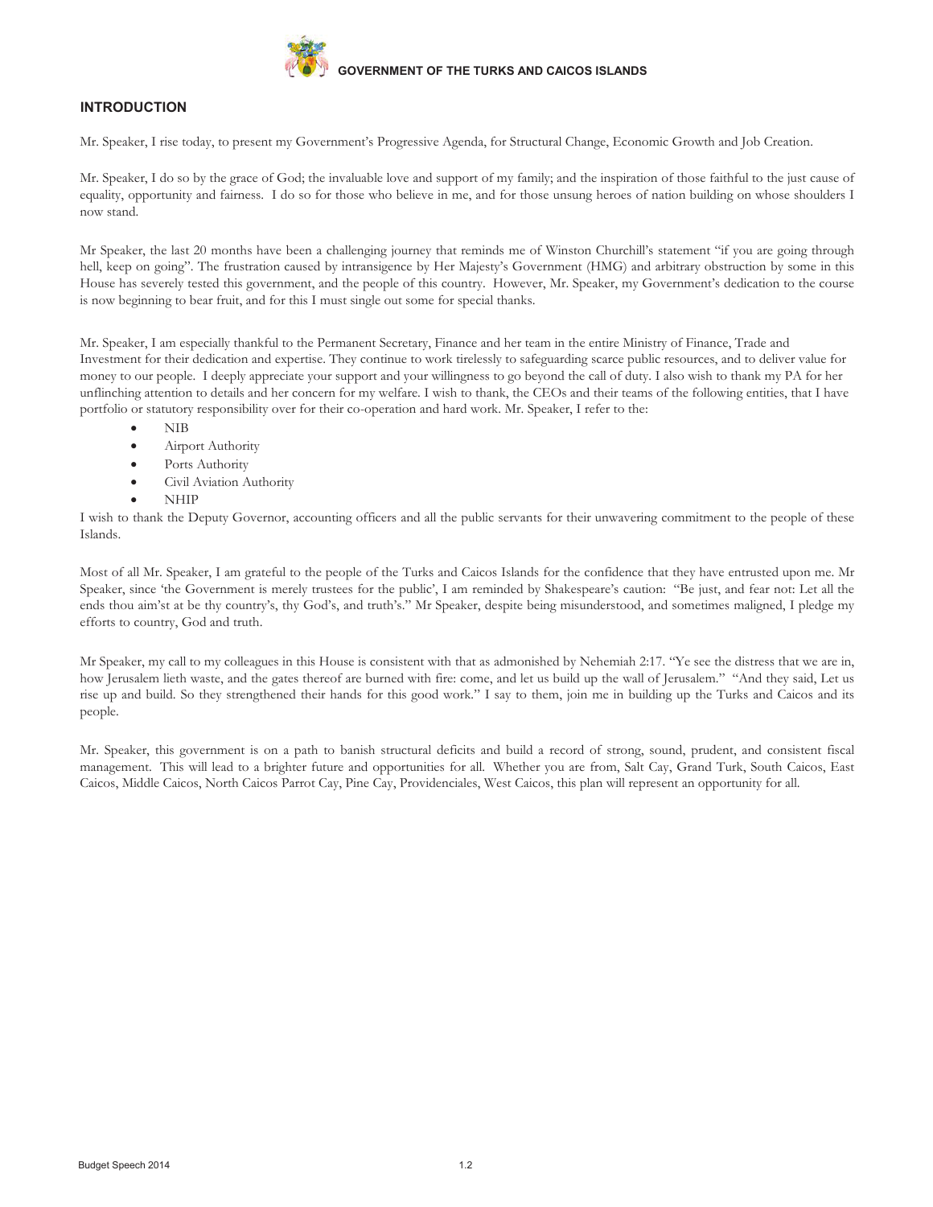## INTRODUCTION

Mr. Speaker, I rise today, to present my Government's Progressive Agenda, for Structural Change, Economic Growth and Job Creation.

Mr. Speaker, I do so by the grace of God; the invaluable love and support of my family; and the inspiration of those faithful to the just cause of equality, opportunity and fairness. I do so for those who believe in me, and for those unsung heroes of nation building on whose shoulders I now stand.

Mr Speaker, the last 20 months have been a challenging journey that reminds me of Winston Churchill's statement "if you are going through hell, keep on going". The frustration caused by intransigence by Her Majesty's Government (HMG) and arbitrary obstruction by some in this House has severely tested this government, and the people of this country. However, Mr. Speaker, my Government's dedication to the course is now beginning to bear fruit, and for this I must single out some for special thanks.

Mr. Speaker, I am especially thankful to the Permanent Secretary, Finance and her team in the entire Ministry of Finance, Trade and Investment for their dedication and expertise. They continue to work tirelessly to safeguarding scarce public resources, and to deliver value for money to our people. I deeply appreciate your support and your willingness to go beyond the call of duty. I also wish to thank my PA for her unflinching attention to details and her concern for my welfare. I wish to thank, the CEOs and their teams of the following entities, that I have portfolio or statutory responsibility over for their co-operation and hard work. Mr. Speaker, I refer to the:

- NIB
- Airport Authority
- Ports Authority
- Civil Aviation Authority
- NHIP

I wish to thank the Deputy Governor, accounting officers and all the public servants for their unwavering commitment to the people of these Islands.

Most of all Mr. Speaker, I am grateful to the people of the Turks and Caicos Islands for the confidence that they have entrusted upon me. Mr Speaker, since 'the Government is merely trustees for the public', I am reminded by Shakespeare's caution: "Be just, and fear not: Let all the ends thou aim'st at be thy country's, thy God's, and truth's." Mr Speaker, despite being misunderstood, and sometimes maligned, I pledge my efforts to country, God and truth.

Mr Speaker, my call to my colleagues in this House is consistent with that as admonished by Nehemiah 2:17. "Ye see the distress that we are in, how Jerusalem lieth waste, and the gates thereof are burned with fire: come, and let us build up the wall of Jerusalem." "And they said, Let us rise up and build. So they strengthened their hands for this good work." I say to them, join me in building up the Turks and Caicos and its people.

Mr. Speaker, this government is on a path to banish structural deficits and build a record of strong, sound, prudent, and consistent fiscal management. This will lead to a brighter future and opportunities for all. Whether you are from, Salt Cay, Grand Turk, South Caicos, East Caicos, Middle Caicos, North Caicos Parrot Cay, Pine Cay, Providenciales, West Caicos, this plan will represent an opportunity for all.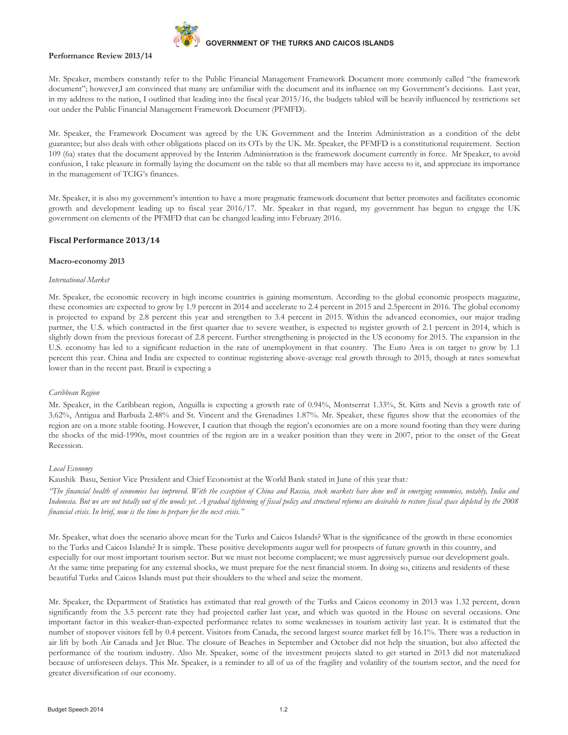**Performance Review 2013/14**

Mr. Speaker, members constantly refer to the Public Financial Management Framework Document more commonly called "the framework document"; however,I am convinced that many are unfamiliar with the document and its influence on my Government's decisions. Last year, in my address to the nation, I outlined that leading into the fiscal year 2015/16, the budgets tabled will be heavily influenced by restrictions set out under the Public Financial Management Framework Document (PFMFD).

Mr. Speaker, the Framework Document was agreed by the UK Government and the Interim Administration as a condition of the debt guarantee; but also deals with other obligations placed on its OTs by the UK. Mr. Speaker, the PFMFD is a constitutional requirement. Section 109 (6a) states that the document approved by the Interim Administration is the framework document currently in force. Mr Speaker, to avoid confusion, I take pleasure in formally laying the document on the table so that all members may have access to it, and appreciate its importance in the management of TCIG's finances.

Mr. Speaker, it is also my government's intention to have a more pragmatic framework document that better promotes and facilitates economic growth and development leading up to fiscal year 2016/17. Mr. Speaker in that regard, my government has begun to engage the UK government on elements of the PFMFD that can be changed leading into February 2016.

## Fiscal Performance 2013/14

### Macro-economy 2013

*International Market*

Mr. Speaker, the economic recovery in high income countries is gaining momentum. According to the global economic prospects magazine, these economies are expected to grow by 1.9 percent in 2014 and accelerate to 2.4 percent in 2015 and 2.5percent in 2016. The global economy is projected to expand by 2.8 percent this year and strengthen to 3.4 percent in 2015. Within the advanced economies, our major trading partner, the U.S. which contracted in the first quarter due to severe weather, is expected to register growth of 2.1 percent in 2014, which is slightly down from the previous forecast of 2.8 percent. Further strengthening is projected in the US economy for 2015. The expansion in the U.S. economy has led to a significant reduction in the rate of unemployment in that country. The Euro Area is on target to grow by 1.1 percent this year. China and India are expected to continue registering above-average real growth through to 2015, though at rates somewhat lower than in the recent past. Brazil is expecting a

*Caribbean Region*

Mr. Speaker, in the Caribbean region, Anguilla is expecting a growth rate of 0.94%, Montserrat 1.33%, St. Kitts and Nevis a growth rate of 3.62%, Antigua and Barbuda 2.48% and St. Vincent and the Grenadines 1.87%. Mr. Speaker, these figures show that the economies of the region are on a more stable footing. However, I caution that though the region's economies are on a more sound footing than they were during the shocks of the mid-1990s, most countries of the region are in a weaker position than they were in 2007, prior to the onset of the Great Recession.

*Local Economy*

Kaushik Basu, Senior Vice President and Chief Economist at the World Bank stated in June of this year that*:*

*"The financial health of economies has improved. With the exception of China and Russia, stock markets have done well in emerging economies, notably, India and Indonesia. But we are not totally out of the woods yet. A gradual tightening of fiscal policy and structural reforms are desirable to restore fiscal space depleted by the 2008 financial crisis. In brief, now is the time to prepare for the next crisis."*

Mr. Speaker, what does the scenario above mean for the Turks and Caicos Islands? What is the significance of the growth in these economies to the Turks and Caicos Islands? It is simple. These positive developments augur well for prospects of future growth in this country, and especially for our most important tourism sector. But we must not become complacent; we must aggressively pursue our development goals. At the same time preparing for any external shocks, we must prepare for the next financial storm. In doing so, citizens and residents of these beautiful Turks and Caicos Islands must put their shoulders to the wheel and seize the moment.

Mr. Speaker, the Department of Statistics has estimated that real growth of the Turks and Caicos economy in 2013 was 1.32 percent, down significantly from the 3.5 percent rate they had projected earlier last year, and which was quoted in the House on several occasions. One important factor in this weaker-than-expected performance relates to some weaknesses in tourism activity last year. It is estimated that the number of stopover visitors fell by 0.4 percent. Visitors from Canada, the second largest source market fell by 16.1%. There was a reduction in air lift by both Air Canada and Jet Blue. The closure of Beaches in September and October did not help the situation, but also affected the performance of the tourism industry. Also Mr. Speaker, some of the investment projects slated to get started in 2013 did not materialized because of unforeseen delays. This Mr. Speaker, is a reminder to all of us of the fragility and volatility of the tourism sector, and the need for greater diversification of our economy.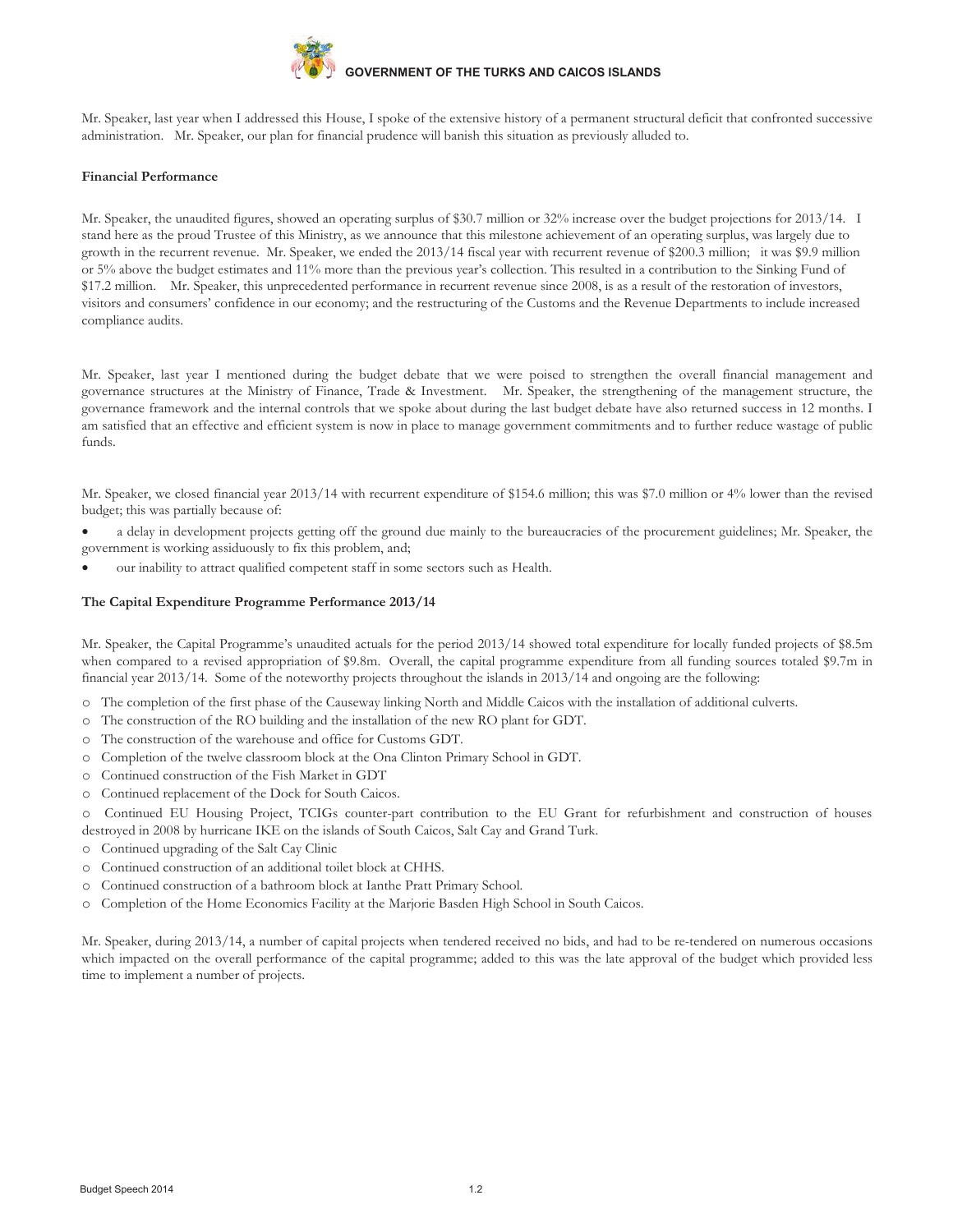Mr. Speaker, last year when I addressed this House, I spoke of the extensive history of a permanent structural deficit that confronted successive administration. Mr. Speaker, our plan for financial prudence will banish this situation as previously alluded to.

**Financial Performance**

Mr. Speaker, the unaudited figures, showed an operating surplus of $30.7 million or 32% increase over the budget projections for 2013/14. I stand here as the proud Trustee of this Ministry, as we announce that this milestone achievement of an operating surplus, was largely due to growth in the recurrent revenue. Mr. Speaker, we ended the 2013/14 fiscal year with recurrent revenue of $200.3 million; it was $9.9 million or 5% above the budget estimates and 11% more than the previous year's collection. This resulted in a contribution to the Sinking Fund of $17.2 million. Mr. Speaker, this unprecedented performance in recurrent revenue since 2008, is as a result of the restoration of investors, visitors and consumers' confidence in our economy; and the restructuring of the Customs and the Revenue Departments to include increased compliance audits.

Mr. Speaker, last year I mentioned during the budget debate that we were poised to strengthen the overall financial management and governance structures at the Ministry of Finance, Trade & Investment. Mr. Speaker, the strengthening of the management structure, the governance framework and the internal controls that we spoke about during the last budget debate have also returned success in 12 months. I am satisfied that an effective and efficient system is now in place to manage government commitments and to further reduce wastage of public funds.

Mr. Speaker, we closed financial year 2013/14 with recurrent expenditure of $154.6 million; this was $7.0 million or 4% lower than the revised budget; this was partially because of:

- a delay in development projects getting off the ground due mainly to the bureaucracies of the procurement guidelines; Mr. Speaker, the government is working assiduously to fix this problem, and;
- our inability to attract qualified competent staff in some sectors such as Health.

**The Capital Expenditure Programme Performance 2013/14**

Mr. Speaker, the Capital Programme's unaudited actuals for the period 2013/14 showed total expenditure for locally funded projects of $8.5m when compared to a revised appropriation of $9.8m. Overall, the capital programme expenditure from all funding sources totaled $9.7m in financial year 2013/14. Some of the noteworthy projects throughout the islands in 2013/14 and ongoing are the following:

- The completion of the first phase of the Causeway linking North and Middle Caicos with the installation of additional culverts.
- The construction of the RO building and the installation of the new RO plant for GDT.
- The construction of the warehouse and office for Customs GDT.
- Completion of the twelve classroom block at the Ona Clinton Primary School in GDT.
- Continued construction of the Fish Market in GDT
- Continued replacement of the Dock for South Caicos.
- Continued EU Housing Project, TCIGs counter-part contribution to the EU Grant for refurbishment and construction of houses destroyed in 2008 by hurricane IKE on the islands of South Caicos, Salt Cay and Grand Turk.
- Continued upgrading of the Salt Cay Clinic
- Continued construction of an additional toilet block at CHHS.
- Continued construction of a bathroom block at Ianthe Pratt Primary School.
- Completion of the Home Economics Facility at the Marjorie Basden High School in South Caicos.

Mr. Speaker, during 2013/14, a number of capital projects when tendered received no bids, and had to be re-tendered on numerous occasions which impacted on the overall performance of the capital programme; added to this was the late approval of the budget which provided less time to implement a number of projects.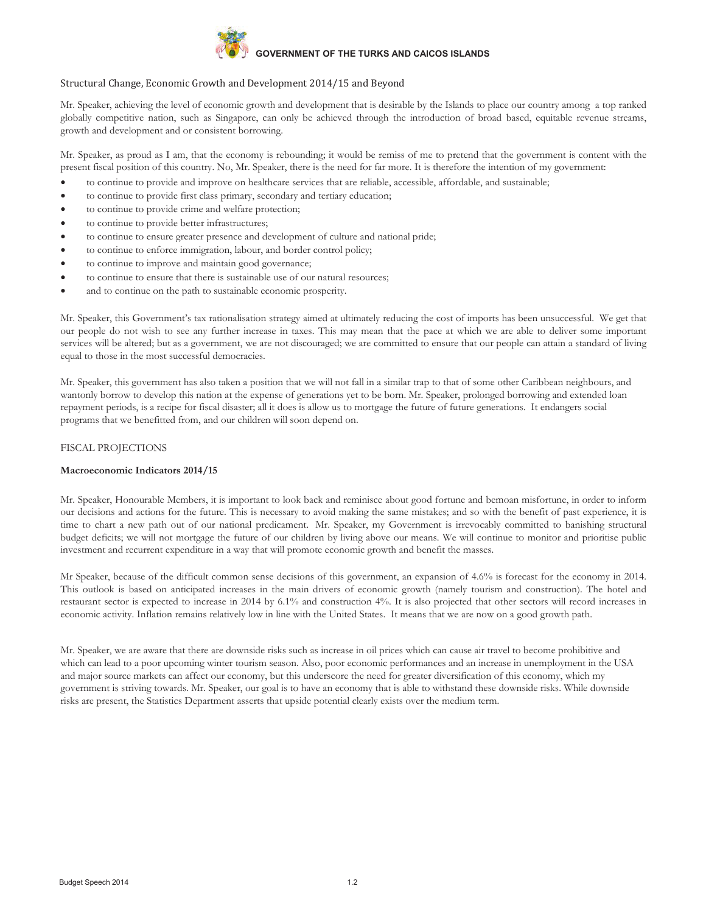## Structural Change, Economic Growth and Development 2014/15 and Beyond

Mr. Speaker, achieving the level of economic growth and development that is desirable by the Islands to place our country among a top ranked globally competitive nation, such as Singapore, can only be achieved through the introduction of broad based, equitable revenue streams, growth and development and or consistent borrowing.

Mr. Speaker, as proud as I am, that the economy is rebounding; it would be remiss of me to pretend that the government is content with the present fiscal position of this country. No, Mr. Speaker, there is the need for far more. It is therefore the intention of my government:

- to continue to provide and improve on healthcare services that are reliable, accessible, affordable, and sustainable;
- to continue to provide first class primary, secondary and tertiary education;
- to continue to provide crime and welfare protection;
- to continue to provide better infrastructures;
- to continue to ensure greater presence and development of culture and national pride;
- to continue to enforce immigration, labour, and border control policy;
- to continue to improve and maintain good governance;
- to continue to ensure that there is sustainable use of our natural resources;
- and to continue on the path to sustainable economic prosperity.

Mr. Speaker, this Government's tax rationalisation strategy aimed at ultimately reducing the cost of imports has been unsuccessful. We get that our people do not wish to see any further increase in taxes. This may mean that the pace at which we are able to deliver some important services will be altered; but as a government, we are not discouraged; we are committed to ensure that our people can attain a standard of living equal to those in the most successful democracies.

Mr. Speaker, this government has also taken a position that we will not fall in a similar trap to that of some other Caribbean neighbours, and wantonly borrow to develop this nation at the expense of generations yet to be born. Mr. Speaker, prolonged borrowing and extended loan repayment periods, is a recipe for fiscal disaster; all it does is allow us to mortgage the future of future generations. It endangers social programs that we benefitted from, and our children will soon depend on.

## FISCAL PROJECTIONS

### Macroeconomic Indicators 2014/15

Mr. Speaker, Honourable Members, it is important to look back and reminisce about good fortune and bemoan misfortune, in order to inform our decisions and actions for the future. This is necessary to avoid making the same mistakes; and so with the benefit of past experience, it is time to chart a new path out of our national predicament. Mr. Speaker, my Government is irrevocably committed to banishing structural budget deficits; we will not mortgage the future of our children by living above our means. We will continue to monitor and prioritise public investment and recurrent expenditure in a way that will promote economic growth and benefit the masses.

Mr Speaker, because of the difficult common sense decisions of this government, an expansion of 4.6% is forecast for the economy in 2014. This outlook is based on anticipated increases in the main drivers of economic growth (namely tourism and construction). The hotel and restaurant sector is expected to increase in 2014 by 6.1% and construction 4%. It is also projected that other sectors will record increases in economic activity. Inflation remains relatively low in line with the United States. It means that we are now on a good growth path.

Mr. Speaker, we are aware that there are downside risks such as increase in oil prices which can cause air travel to become prohibitive and which can lead to a poor upcoming winter tourism season. Also, poor economic performances and an increase in unemployment in the USA and major source markets can affect our economy, but this underscore the need for greater diversification of this economy, which my government is striving towards. Mr. Speaker, our goal is to have an economy that is able to withstand these downside risks. While downside risks are present, the Statistics Department asserts that upside potential clearly exists over the medium term.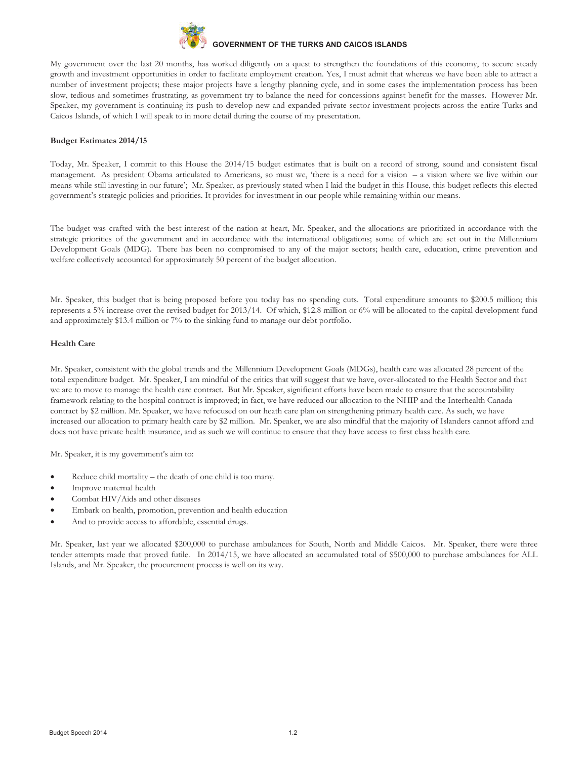My government over the last 20 months, has worked diligently on a quest to strengthen the foundations of this economy, to secure steady growth and investment opportunities in order to facilitate employment creation. Yes, I must admit that whereas we have been able to attract a number of investment projects; these major projects have a lengthy planning cycle, and in some cases the implementation process has been slow, tedious and sometimes frustrating, as government try to balance the need for concessions against benefit for the masses. However Mr. Speaker, my government is continuing its push to develop new and expanded private sector investment projects across the entire Turks and Caicos Islands, of which I will speak to in more detail during the course of my presentation.

**Budget Estimates 2014/15**

Today, Mr. Speaker, I commit to this House the 2014/15 budget estimates that is built on a record of strong, sound and consistent fiscal management. As president Obama articulated to Americans, so must we, 'there is a need for a vision – a vision where we live within our means while still investing in our future'; Mr. Speaker, as previously stated when I laid the budget in this House, this budget reflects this elected government's strategic policies and priorities. It provides for investment in our people while remaining within our means.

The budget was crafted with the best interest of the nation at heart, Mr. Speaker, and the allocations are prioritized in accordance with the strategic priorities of the government and in accordance with the international obligations; some of which are set out in the Millennium Development Goals (MDG). There has been no compromised to any of the major sectors; health care, education, crime prevention and welfare collectively accounted for approximately 50 percent of the budget allocation.

Mr. Speaker, this budget that is being proposed before you today has no spending cuts. Total expenditure amounts to $200.5 million; this represents a 5% increase over the revised budget for 2013/14. Of which, $12.8 million or 6% will be allocated to the capital development fund and approximately $13.4 million or 7% to the sinking fund to manage our debt portfolio.

**Health Care**

Mr. Speaker, consistent with the global trends and the Millennium Development Goals (MDGs), health care was allocated 28 percent of the total expenditure budget. Mr. Speaker, I am mindful of the critics that will suggest that we have, over-allocated to the Health Sector and that we are to move to manage the health care contract. But Mr. Speaker, significant efforts have been made to ensure that the accountability framework relating to the hospital contract is improved; in fact, we have reduced our allocation to the NHIP and the Interhealth Canada contract by $2 million. Mr. Speaker, we have refocused on our heath care plan on strengthening primary health care. As such, we have increased our allocation to primary health care by $2 million. Mr. Speaker, we are also mindful that the majority of Islanders cannot afford and does not have private health insurance, and as such we will continue to ensure that they have access to first class health care.

Mr. Speaker, it is my government's aim to:

- Reduce child mortality – the death of one child is too many.
- Improve maternal health
- Combat HIV/Aids and other diseases
- Embark on health, promotion, prevention and health education
- And to provide access to affordable, essential drugs.

Mr. Speaker, last year we allocated $200,000 to purchase ambulances for South, North and Middle Caicos. Mr. Speaker, there were three tender attempts made that proved futile. In 2014/15, we have allocated an accumulated total of $500,000 to purchase ambulances for ALL Islands, and Mr. Speaker, the procurement process is well on its way.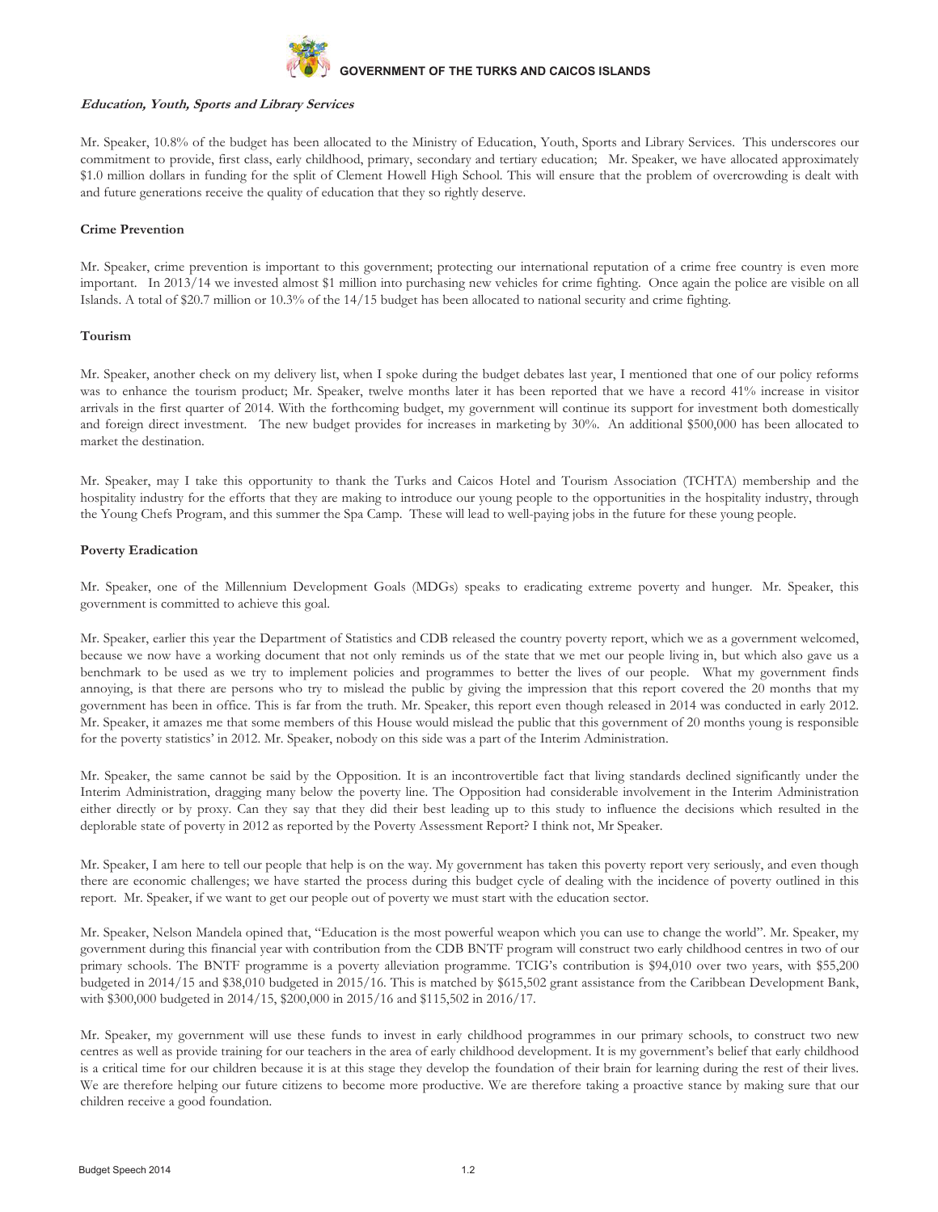***Education, Youth, Sports and Library Services***

Mr. Speaker, 10.8% of the budget has been allocated to the Ministry of Education, Youth, Sports and Library Services. This underscores our commitment to provide, first class, early childhood, primary, secondary and tertiary education; Mr. Speaker, we have allocated approximately $1.0 million dollars in funding for the split of Clement Howell High School. This will ensure that the problem of overcrowding is dealt with and future generations receive the quality of education that they so rightly deserve.

**Crime Prevention**

Mr. Speaker, crime prevention is important to this government; protecting our international reputation of a crime free country is even more important. In 2013/14 we invested almost $1 million into purchasing new vehicles for crime fighting. Once again the police are visible on all Islands. A total of $20.7 million or 10.3% of the 14/15 budget has been allocated to national security and crime fighting.

**Tourism**

Mr. Speaker, another check on my delivery list, when I spoke during the budget debates last year, I mentioned that one of our policy reforms was to enhance the tourism product; Mr. Speaker, twelve months later it has been reported that we have a record 41% increase in visitor arrivals in the first quarter of 2014. With the forthcoming budget, my government will continue its support for investment both domestically and foreign direct investment. The new budget provides for increases in marketing by 30%. An additional $500,000 has been allocated to market the destination.

Mr. Speaker, may I take this opportunity to thank the Turks and Caicos Hotel and Tourism Association (TCHTA) membership and the hospitality industry for the efforts that they are making to introduce our young people to the opportunities in the hospitality industry, through the Young Chefs Program, and this summer the Spa Camp. These will lead to well-paying jobs in the future for these young people.

**Poverty Eradication**

Mr. Speaker, one of the Millennium Development Goals (MDGs) speaks to eradicating extreme poverty and hunger. Mr. Speaker, this government is committed to achieve this goal.

Mr. Speaker, earlier this year the Department of Statistics and CDB released the country poverty report, which we as a government welcomed, because we now have a working document that not only reminds us of the state that we met our people living in, but which also gave us a benchmark to be used as we try to implement policies and programmes to better the lives of our people. What my government finds annoying, is that there are persons who try to mislead the public by giving the impression that this report covered the 20 months that my government has been in office. This is far from the truth. Mr. Speaker, this report even though released in 2014 was conducted in early 2012. Mr. Speaker, it amazes me that some members of this House would mislead the public that this government of 20 months young is responsible for the poverty statistics' in 2012. Mr. Speaker, nobody on this side was a part of the Interim Administration.

Mr. Speaker, the same cannot be said by the Opposition. It is an incontrovertible fact that living standards declined significantly under the Interim Administration, dragging many below the poverty line. The Opposition had considerable involvement in the Interim Administration either directly or by proxy. Can they say that they did their best leading up to this study to influence the decisions which resulted in the deplorable state of poverty in 2012 as reported by the Poverty Assessment Report? I think not, Mr Speaker.

Mr. Speaker, I am here to tell our people that help is on the way. My government has taken this poverty report very seriously, and even though there are economic challenges; we have started the process during this budget cycle of dealing with the incidence of poverty outlined in this report. Mr. Speaker, if we want to get our people out of poverty we must start with the education sector.

Mr. Speaker, Nelson Mandela opined that, "Education is the most powerful weapon which you can use to change the world". Mr. Speaker, my government during this financial year with contribution from the CDB BNTF program will construct two early childhood centres in two of our primary schools. The BNTF programme is a poverty alleviation programme. TCIG's contribution is $94,010 over two years, with $55,200 budgeted in 2014/15 and $38,010 budgeted in 2015/16. This is matched by $615,502 grant assistance from the Caribbean Development Bank, with $300,000 budgeted in 2014/15, $200,000 in 2015/16 and $115,502 in 2016/17.

Mr. Speaker, my government will use these funds to invest in early childhood programmes in our primary schools, to construct two new centres as well as provide training for our teachers in the area of early childhood development. It is my government's belief that early childhood is a critical time for our children because it is at this stage they develop the foundation of their brain for learning during the rest of their lives. We are therefore helping our future citizens to become more productive. We are therefore taking a proactive stance by making sure that our children receive a good foundation.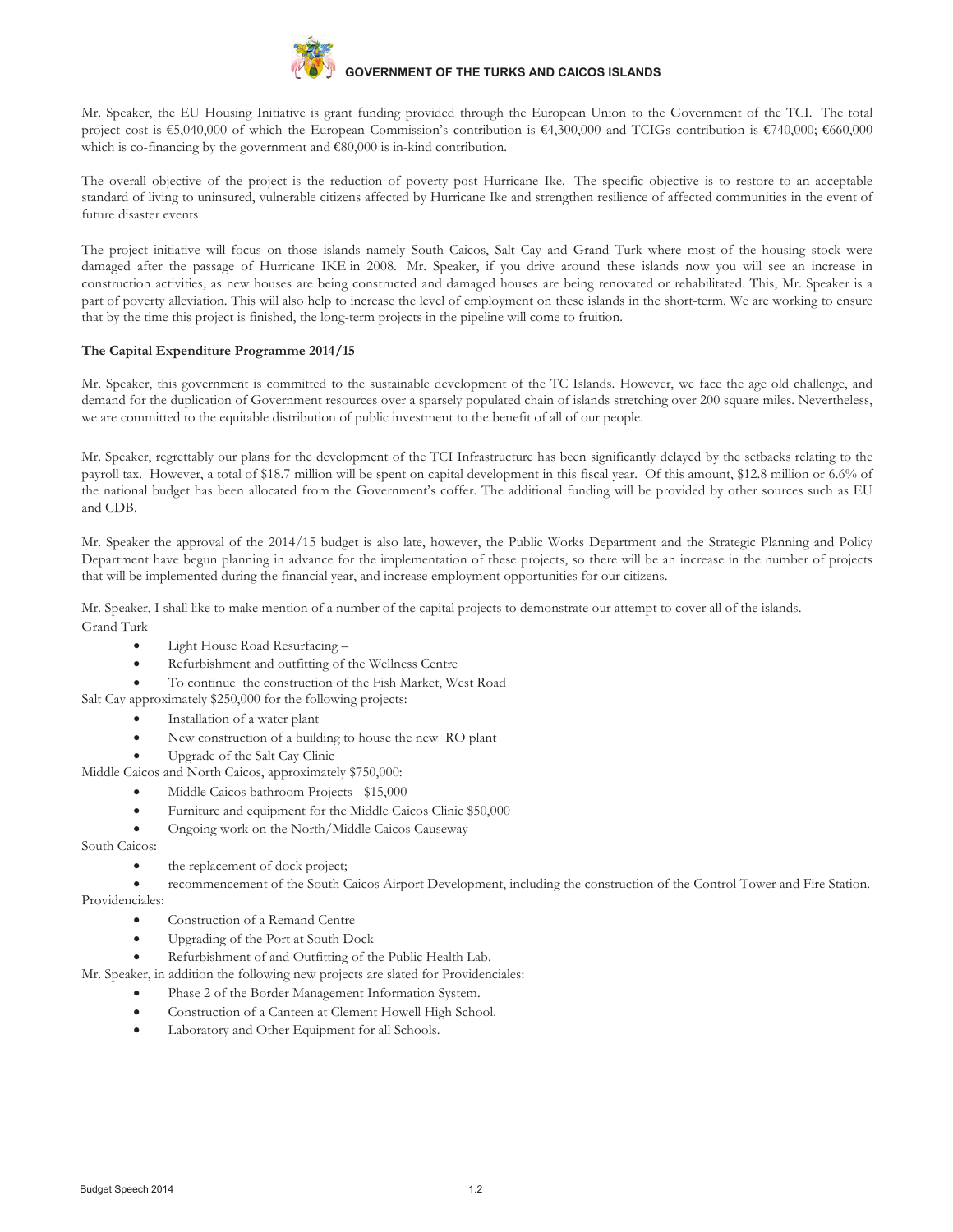Mr. Speaker, the EU Housing Initiative is grant funding provided through the European Union to the Government of the TCI. The total project cost is €5,040,000 of which the European Commission's contribution is €4,300,000 and TCIGs contribution is €740,000; €660,000 which is co-financing by the government and €80,000 is in-kind contribution.

The overall objective of the project is the reduction of poverty post Hurricane Ike. The specific objective is to restore to an acceptable standard of living to uninsured, vulnerable citizens affected by Hurricane Ike and strengthen resilience of affected communities in the event of future disaster events.

The project initiative will focus on those islands namely South Caicos, Salt Cay and Grand Turk where most of the housing stock were damaged after the passage of Hurricane IKE in 2008. Mr. Speaker, if you drive around these islands now you will see an increase in construction activities, as new houses are being constructed and damaged houses are being renovated or rehabilitated. This, Mr. Speaker is a part of poverty alleviation. This will also help to increase the level of employment on these islands in the short-term. We are working to ensure that by the time this project is finished, the long-term projects in the pipeline will come to fruition.

**The Capital Expenditure Programme 2014/15**

Mr. Speaker, this government is committed to the sustainable development of the TC Islands. However, we face the age old challenge, and demand for the duplication of Government resources over a sparsely populated chain of islands stretching over 200 square miles. Nevertheless, we are committed to the equitable distribution of public investment to the benefit of all of our people.

Mr. Speaker, regrettably our plans for the development of the TCI Infrastructure has been significantly delayed by the setbacks relating to the payroll tax. However, a total of $18.7 million will be spent on capital development in this fiscal year. Of this amount, $12.8 million or 6.6% of the national budget has been allocated from the Government's coffer. The additional funding will be provided by other sources such as EU and CDB.

Mr. Speaker the approval of the 2014/15 budget is also late, however, the Public Works Department and the Strategic Planning and Policy Department have begun planning in advance for the implementation of these projects, so there will be an increase in the number of projects that will be implemented during the financial year, and increase employment opportunities for our citizens.

Mr. Speaker, I shall like to make mention of a number of the capital projects to demonstrate our attempt to cover all of the islands.

Grand Turk

- Light House Road Resurfacing –
- Refurbishment and outfitting of the Wellness Centre
- To continue the construction of the Fish Market, West Road

Salt Cay approximately $250,000 for the following projects:

- Installation of a water plant
- New construction of a building to house the new RO plant
- Upgrade of the Salt Cay Clinic

Middle Caicos and North Caicos, approximately $750,000:

- Middle Caicos bathroom Projects - $15,000
- Furniture and equipment for the Middle Caicos Clinic $50,000
- Ongoing work on the North/Middle Caicos Causeway

South Caicos:

- the replacement of dock project;
- recommencement of the South Caicos Airport Development, including the construction of the Control Tower and Fire Station.

Providenciales:

- Construction of a Remand Centre
- Upgrading of the Port at South Dock
- Refurbishment of and Outfitting of the Public Health Lab.

Mr. Speaker, in addition the following new projects are slated for Providenciales:

- Phase 2 of the Border Management Information System.
- Construction of a Canteen at Clement Howell High School.
- Laboratory and Other Equipment for all Schools.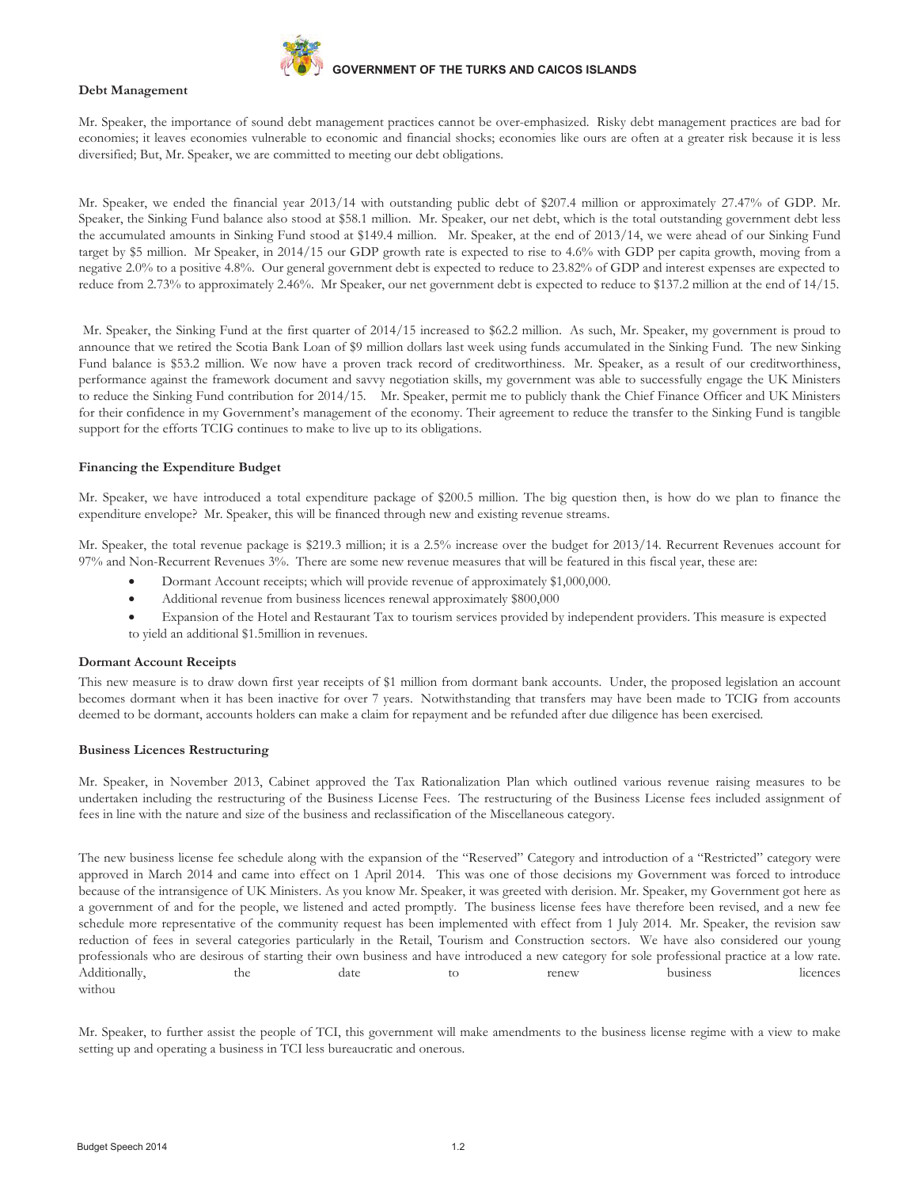## Debt Management

Mr. Speaker, the importance of sound debt management practices cannot be over-emphasized. Risky debt management practices are bad for economies; it leaves economies vulnerable to economic and financial shocks; economies like ours are often at a greater risk because it is less diversified; But, Mr. Speaker, we are committed to meeting our debt obligations.

Mr. Speaker, we ended the financial year 2013/14 with outstanding public debt of $207.4 million or approximately 27.47% of GDP. Mr. Speaker, the Sinking Fund balance also stood at $58.1 million. Mr. Speaker, our net debt, which is the total outstanding government debt less the accumulated amounts in Sinking Fund stood at $149.4 million. Mr. Speaker, at the end of 2013/14, we were ahead of our Sinking Fund target by $5 million. Mr Speaker, in 2014/15 our GDP growth rate is expected to rise to 4.6% with GDP per capita growth, moving from a negative 2.0% to a positive 4.8%. Our general government debt is expected to reduce to 23.82% of GDP and interest expenses are expected to reduce from 2.73% to approximately 2.46%. Mr Speaker, our net government debt is expected to reduce to $137.2 million at the end of 14/15.

Mr. Speaker, the Sinking Fund at the first quarter of 2014/15 increased to $62.2 million. As such, Mr. Speaker, my government is proud to announce that we retired the Scotia Bank Loan of $9 million dollars last week using funds accumulated in the Sinking Fund. The new Sinking Fund balance is $53.2 million. We now have a proven track record of creditworthiness. Mr. Speaker, as a result of our creditworthiness, performance against the framework document and savvy negotiation skills, my government was able to successfully engage the UK Ministers to reduce the Sinking Fund contribution for 2014/15. Mr. Speaker, permit me to publicly thank the Chief Finance Officer and UK Ministers for their confidence in my Government's management of the economy. Their agreement to reduce the transfer to the Sinking Fund is tangible support for the efforts TCIG continues to make to live up to its obligations.

## Financing the Expenditure Budget

Mr. Speaker, we have introduced a total expenditure package of $200.5 million. The big question then, is how do we plan to finance the expenditure envelope? Mr. Speaker, this will be financed through new and existing revenue streams.

Mr. Speaker, the total revenue package is $219.3 million; it is a 2.5% increase over the budget for 2013/14. Recurrent Revenues account for 97% and Non-Recurrent Revenues 3%. There are some new revenue measures that will be featured in this fiscal year, these are:

- Dormant Account receipts; which will provide revenue of approximately $1,000,000.
- Additional revenue from business licences renewal approximately $800,000
- Expansion of the Hotel and Restaurant Tax to tourism services provided by independent providers. This measure is expected to yield an additional $1.5million in revenues.

## Dormant Account Receipts

This new measure is to draw down first year receipts of $1 million from dormant bank accounts. Under, the proposed legislation an account becomes dormant when it has been inactive for over 7 years. Notwithstanding that transfers may have been made to TCIG from accounts deemed to be dormant, accounts holders can make a claim for repayment and be refunded after due diligence has been exercised.

## Business Licences Restructuring

Mr. Speaker, in November 2013, Cabinet approved the Tax Rationalization Plan which outlined various revenue raising measures to be undertaken including the restructuring of the Business License Fees. The restructuring of the Business License fees included assignment of fees in line with the nature and size of the business and reclassification of the Miscellaneous category.

The new business license fee schedule along with the expansion of the "Reserved" Category and introduction of a "Restricted" category were approved in March 2014 and came into effect on 1 April 2014. This was one of those decisions my Government was forced to introduce because of the intransigence of UK Ministers. As you know Mr. Speaker, it was greeted with derision. Mr. Speaker, my Government got here as a government of and for the people, we listened and acted promptly. The business license fees have therefore been revised, and a new fee schedule more representative of the community request has been implemented with effect from 1 July 2014. Mr. Speaker, the revision saw reduction of fees in several categories particularly in the Retail, Tourism and Construction sectors. We have also considered our young professionals who are desirous of starting their own business and have introduced a new category for sole professional practice at a low rate. Additionally, the date to renew business licences withou

Mr. Speaker, to further assist the people of TCI, this government will make amendments to the business license regime with a view to make setting up and operating a business in TCI less bureaucratic and onerous.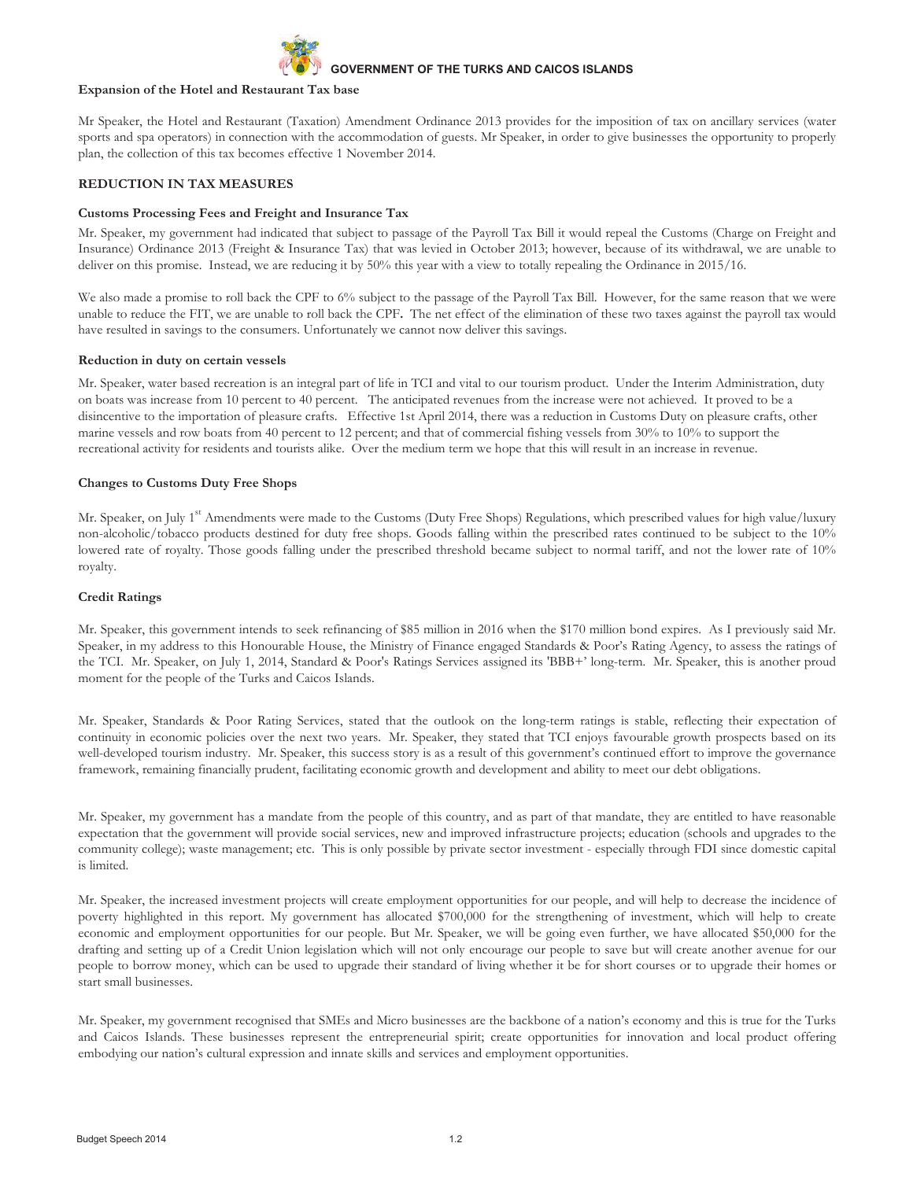**Expansion of the Hotel and Restaurant Tax base**

Mr Speaker, the Hotel and Restaurant (Taxation) Amendment Ordinance 2013 provides for the imposition of tax on ancillary services (water sports and spa operators) in connection with the accommodation of guests. Mr Speaker, in order to give businesses the opportunity to properly plan, the collection of this tax becomes effective 1 November 2014.

## REDUCTION IN TAX MEASURES

**Customs Processing Fees and Freight and Insurance Tax**

Mr. Speaker, my government had indicated that subject to passage of the Payroll Tax Bill it would repeal the Customs (Charge on Freight and Insurance) Ordinance 2013 (Freight & Insurance Tax) that was levied in October 2013; however, because of its withdrawal, we are unable to deliver on this promise. Instead, we are reducing it by 50% this year with a view to totally repealing the Ordinance in 2015/16.

We also made a promise to roll back the CPF to 6% subject to the passage of the Payroll Tax Bill. However, for the same reason that we were unable to reduce the FIT, we are unable to roll back the CPF**.** The net effect of the elimination of these two taxes against the payroll tax would have resulted in savings to the consumers. Unfortunately we cannot now deliver this savings.

**Reduction in duty on certain vessels**

Mr. Speaker, water based recreation is an integral part of life in TCI and vital to our tourism product. Under the Interim Administration, duty on boats was increase from 10 percent to 40 percent. The anticipated revenues from the increase were not achieved. It proved to be a disincentive to the importation of pleasure crafts. Effective 1st April 2014, there was a reduction in Customs Duty on pleasure crafts, other marine vessels and row boats from 40 percent to 12 percent; and that of commercial fishing vessels from 30% to 10% to support the recreational activity for residents and tourists alike. Over the medium term we hope that this will result in an increase in revenue.

**Changes to Customs Duty Free Shops**

Mr. Speaker, on July 1st Amendments were made to the Customs (Duty Free Shops) Regulations, which prescribed values for high value/luxury non-alcoholic/tobacco products destined for duty free shops. Goods falling within the prescribed rates continued to be subject to the 10% lowered rate of royalty. Those goods falling under the prescribed threshold became subject to normal tariff, and not the lower rate of 10% royalty.

**Credit Ratings**

Mr. Speaker, this government intends to seek refinancing of $85 million in 2016 when the $170 million bond expires. As I previously said Mr. Speaker, in my address to this Honourable House, the Ministry of Finance engaged Standard & Poor's Rating Agency, to assess the ratings of the TCI. Mr. Speaker, on July 1, 2014, Standard & Poor's Ratings Services assigned its 'BBB+' long-term. Mr. Speaker, this is another proud moment for the people of the Turks and Caicos Islands.

Mr. Speaker, Standards & Poor Rating Services, stated that the outlook on the long-term ratings is stable, reflecting their expectation of continuity in economic policies over the next two years. Mr. Speaker, they stated that TCI enjoys favourable growth prospects based on its well-developed tourism industry. Mr. Speaker, this success story is as a result of this government's continued effort to improve the governance framework, remaining financially prudent, facilitating economic growth and development and ability to meet our debt obligations.

Mr. Speaker, my government has a mandate from the people of this country, and as part of that mandate, they are entitled to have reasonable expectation that the government will provide social services, new and improved infrastructure projects; education (schools and upgrades to the community college); waste management; etc. This is only possible by private sector investment - especially through FDI since domestic capital is limited.

Mr. Speaker, the increased investment projects will create employment opportunities for our people, and will help to decrease the incidence of poverty highlighted in this report. My government has allocated $700,000 for the strengthening of investment, which will help to create economic and employment opportunities for our people. But Mr. Speaker, we will be going even further, we have allocated $50,000 for the drafting and setting up of a Credit Union legislation which will not only encourage our people to save but will create another avenue for our people to borrow money, which can be used to upgrade their standard of living whether it be for short courses or to upgrade their homes or start small businesses.

Mr. Speaker, my government recognised that SMEs and Micro businesses are the backbone of a nation's economy and this is true for the Turks and Caicos Islands. These businesses represent the entrepreneurial spirit; create opportunities for innovation and local product offering embodying our nation's cultural expression and innate skills and services and employment opportunities.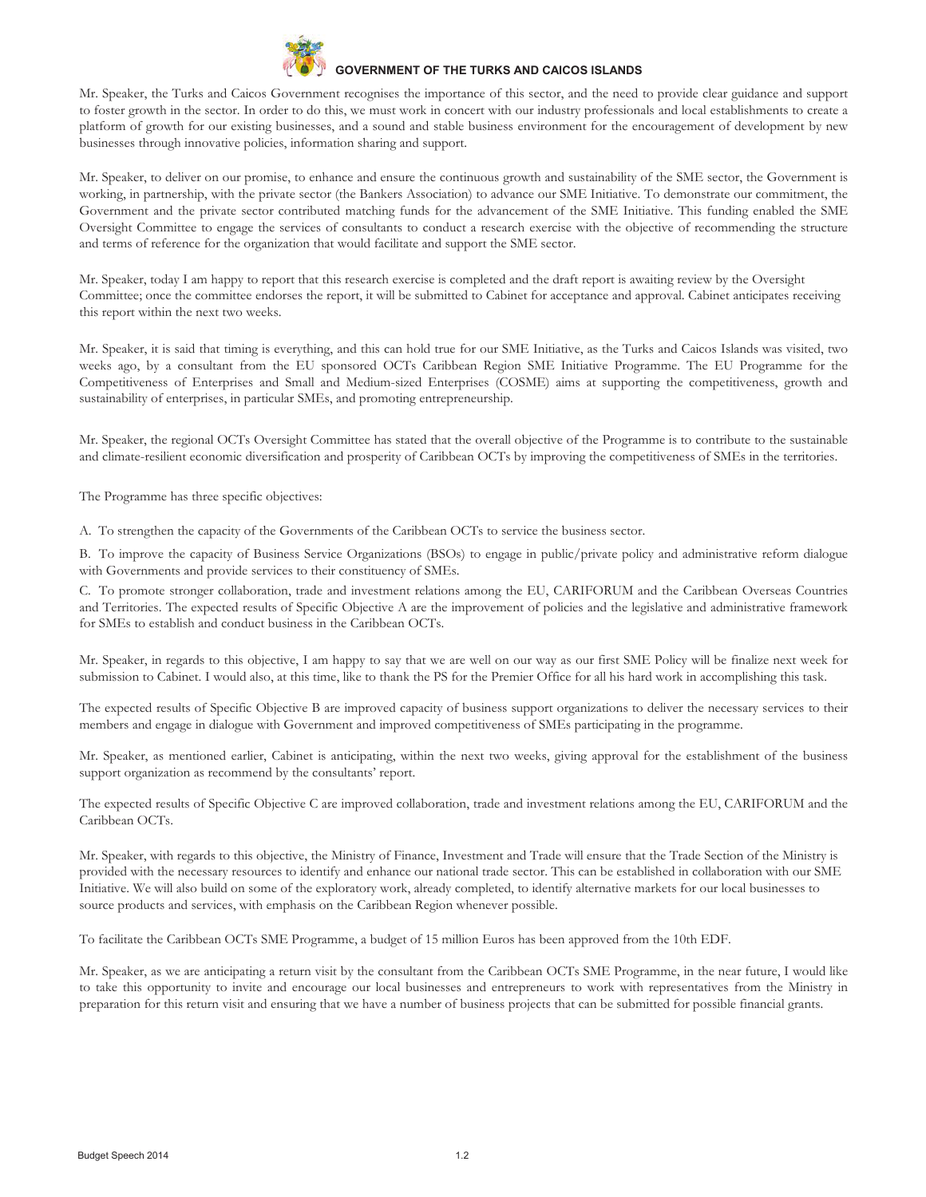Mr. Speaker, the Turks and Caicos Government recognises the importance of this sector, and the need to provide clear guidance and support to foster growth in the sector. In order to do this, we must work in concert with our industry professionals and local establishments to create a platform of growth for our existing businesses, and a sound and stable business environment for the encouragement of development by new businesses through innovative policies, information sharing and support.

Mr. Speaker, to deliver on our promise, to enhance and ensure the continuous growth and sustainability of the SME sector, the Government is working, in partnership, with the private sector (the Bankers Association) to advance our SME Initiative. To demonstrate our commitment, the Government and the private sector contributed matching funds for the advancement of the SME Initiative. This funding enabled the SME Oversight Committee to engage the services of consultants to conduct a research exercise with the objective of recommending the structure and terms of reference for the organization that would facilitate and support the SME sector.

Mr. Speaker, today I am happy to report that this research exercise is completed and the draft report is awaiting review by the Oversight Committee; once the committee endorses the report, it will be submitted to Cabinet for acceptance and approval. Cabinet anticipates receiving this report within the next two weeks.

Mr. Speaker, it is said that timing is everything, and this can hold true for our SME Initiative, as the Turks and Caicos Islands was visited, two weeks ago, by a consultant from the EU sponsored OCTs Caribbean Region SME Initiative Programme. The EU Programme for the Competitiveness of Enterprises and Small and Medium-sized Enterprises (COSME) aims at supporting the competitiveness, growth and sustainability of enterprises, in particular SMEs, and promoting entrepreneurship.

Mr. Speaker, the regional OCTs Oversight Committee has stated that the overall objective of the Programme is to contribute to the sustainable and climate-resilient economic diversification and prosperity of Caribbean OCTs by improving the competitiveness of SMEs in the territories.

The Programme has three specific objectives:

A. To strengthen the capacity of the Governments of the Caribbean OCTs to service the business sector.

B. To improve the capacity of Business Service Organizations (BSOs) to engage in public/private policy and administrative reform dialogue with Governments and provide services to their constituency of SMEs.

C. To promote stronger collaboration, trade and investment relations among the EU, CARIFORUM and the Caribbean Overseas Countries and Territories. The expected results of Specific Objective A are the improvement of policies and the legislative and administrative framework for SMEs to establish and conduct business in the Caribbean OCTs.

Mr. Speaker, in regards to this objective, I am happy to say that we are well on our way as our first SME Policy will be finalize next week for submission to Cabinet. I would also, at this time, like to thank the PS for the Premier Office for all his hard work in accomplishing this task.

The expected results of Specific Objective B are improved capacity of business support organizations to deliver the necessary services to their members and engage in dialogue with Government and improved competitiveness of SMEs participating in the programme.

Mr. Speaker, as mentioned earlier, Cabinet is anticipating, within the next two weeks, giving approval for the establishment of the business support organization as recommend by the consultants' report.

The expected results of Specific Objective C are improved collaboration, trade and investment relations among the EU, CARIFORUM and the Caribbean OCTs.

Mr. Speaker, with regards to this objective, the Ministry of Finance, Investment and Trade will ensure that the Trade Section of the Ministry is provided with the necessary resources to identify and enhance our national trade sector. This can be established in collaboration with our SME Initiative. We will also build on some of the exploratory work, already completed, to identify alternative markets for our local businesses to source products and services, with emphasis on the Caribbean Region whenever possible.

To facilitate the Caribbean OCTs SME Programme, a budget of 15 million Euros has been approved from the 10th EDF.

Mr. Speaker, as we are anticipating a return visit by the consultant from the Caribbean OCTs SME Programme, in the near future, I would like to take this opportunity to invite and encourage our local businesses and entrepreneurs to work with representatives from the Ministry in preparation for this return visit and ensuring that we have a number of business projects that can be submitted for possible financial grants.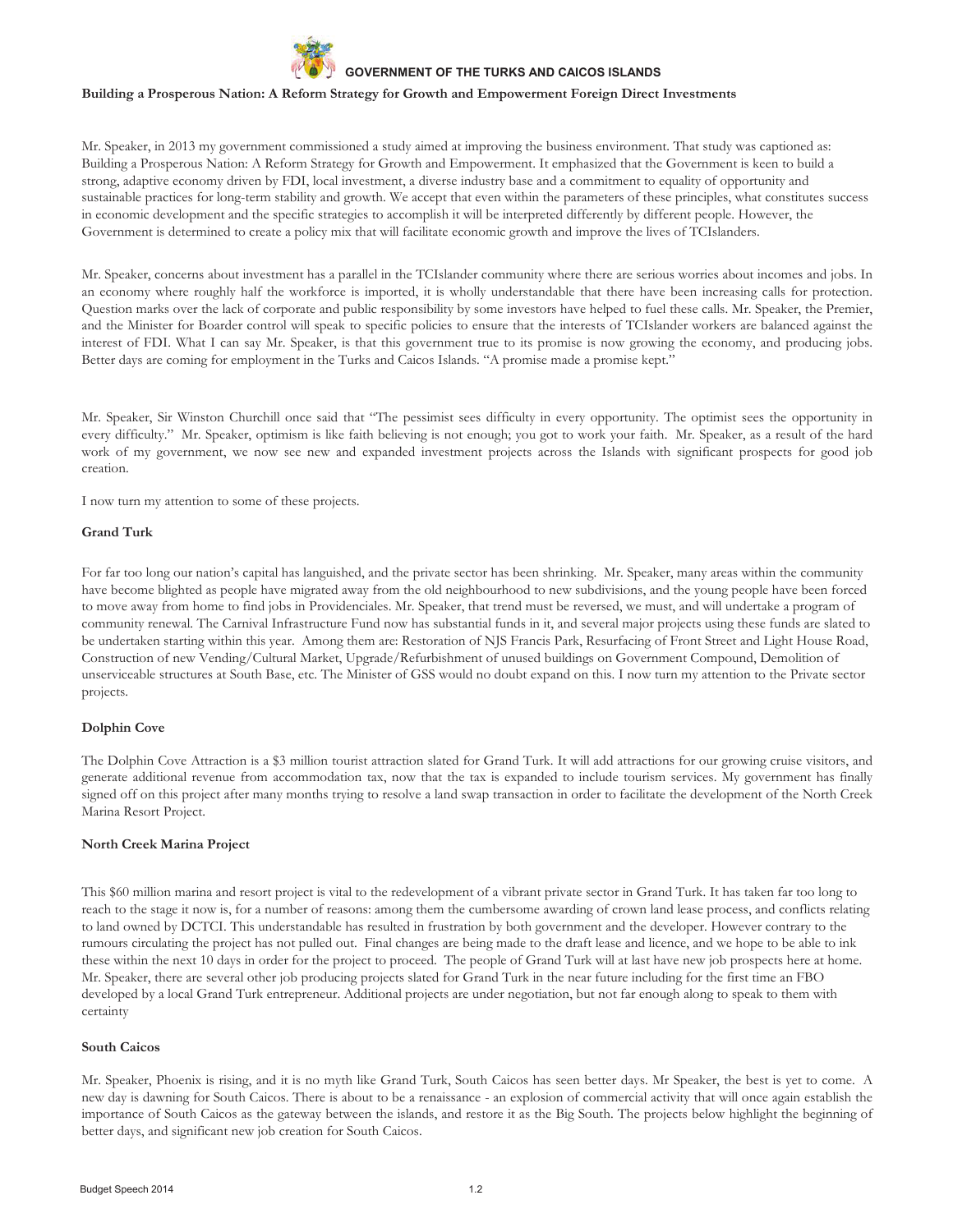Mr. Speaker, in 2013 my government commissioned a study aimed at improving the business environment. That study was captioned as: Building a Prosperous Nation: A Reform Strategy for Growth and Empowerment. It emphasized that the Government is keen to build a strong, adaptive economy driven by FDI, local investment, a diverse industry base and a commitment to equality of opportunity and sustainable practices for long-term stability and growth. We accept that even within the parameters of these principles, what constitutes success in economic development and the specific strategies to accomplish it will be interpreted differently by different people. However, the Government is determined to create a policy mix that will facilitate economic growth and improve the lives of TCIslanders.

Mr. Speaker, concerns about investment has a parallel in the TCIslander community where there are serious worries about incomes and jobs. In an economy where roughly half the workforce is imported, it is wholly understandable that there have been increasing calls for protection. Question marks over the lack of corporate and public responsibility by some investors have helped to fuel these calls. Mr. Speaker, the Premier, and the Minister for Boarder control will speak to specific policies to ensure that the interests of TCIslander workers are balanced against the interest of FDI. What I can say Mr. Speaker, is that this government true to its promise is now growing the economy, and producing jobs. Better days are coming for employment in the Turks and Caicos Islands. "A promise made a promise kept."

Mr. Speaker, Sir Winston Churchill once said that "The pessimist sees difficulty in every opportunity. The optimist sees the opportunity in every difficulty." Mr. Speaker, optimism is like faith believing is not enough; you got to work your faith. Mr. Speaker, as a result of the hard work of my government, we now see new and expanded investment projects across the Islands with significant prospects for good job creation.

I now turn my attention to some of these projects.

### Grand Turk

For far too long our nation's capital has languished, and the private sector has been shrinking. Mr. Speaker, many areas within the community have become blighted as people have migrated away from the old neighbourhood to new subdivisions, and the young people have been forced to move away from home to find jobs in Providenciales. Mr. Speaker, that trend must be reversed, we must, and will undertake a program of community renewal. The Carnival Infrastructure Fund now has substantial funds in it, and several major projects using these funds are slated to be undertaken starting within this year. Among them are: Restoration of NJS Francis Park, Resurfacing of Front Street and Light House Road, Construction of new Vending/Cultural Market, Upgrade/Refurbishment of unused buildings on Government Compound, Demolition of unserviceable structures at South Base, etc. The Minister of GSS would no doubt expand on this. I now turn my attention to the Private sector projects.

### Dolphin Cove

The Dolphin Cove Attraction is a $3 million tourist attraction slated for Grand Turk. It will add attractions for our growing cruise visitors, and generate additional revenue from accommodation tax, now that the tax is expanded to include tourism services. My government has finally signed off on this project after many months trying to resolve a land swap transaction in order to facilitate the development of the North Creek Marina Resort Project.

### North Creek Marina Project

This $60 million marina and resort project is vital to the redevelopment of a vibrant private sector in Grand Turk. It has taken far too long to reach to the stage it now is, for a number of reasons: among them the cumbersome awarding of crown land lease process, and conflicts relating to land owned by DCTCI. This understandable has resulted in frustration by both government and the developer. However contrary to the rumours circulating the project has not pulled out. Final changes are being made to the draft lease and licence, and we hope to be able to ink these within the next 10 days in order for the project to proceed. The people of Grand Turk will at last have new job prospects here at home. Mr. Speaker, there are several other job producing projects slated for Grand Turk in the near future including for the first time an FBO developed by a local Grand Turk entrepreneur. Additional projects are under negotiation, but not far enough along to speak to them with certainty

### South Caicos

Mr. Speaker, Phoenix is rising, and it is no myth like Grand Turk, South Caicos has seen better days. Mr Speaker, the best is yet to come. A new day is dawning for South Caicos. There is about to be a renaissance - an explosion of commercial activity that will once again establish the importance of South Caicos as the gateway between the islands, and restore it as the Big South. The projects below highlight the beginning of better days, and significant new job creation for South Caicos.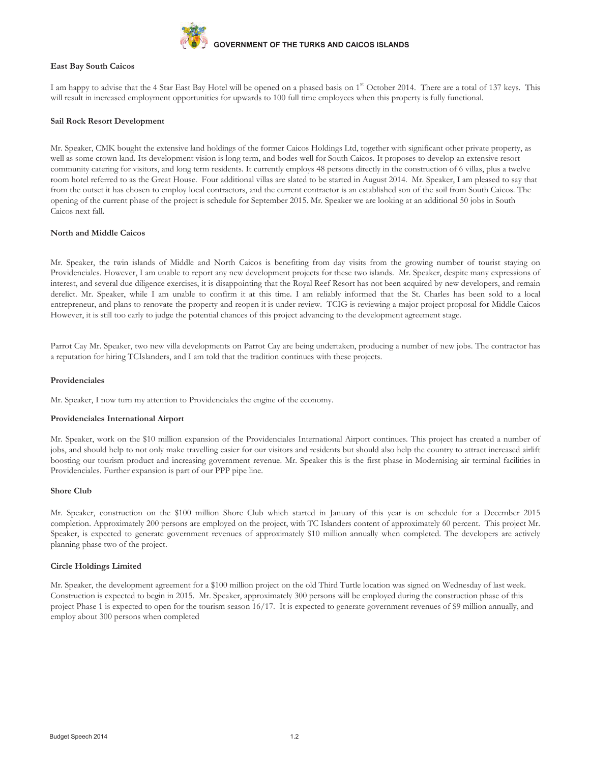### East Bay South Caicos

I am happy to advise that the 4 Star East Bay Hotel will be opened on a phased basis on 1st October 2014. There are a total of 137 keys. This will result in increased employment opportunities for upwards to 100 full time employees when this property is fully functional.

### Sail Rock Resort Development

Mr. Speaker, CMK bought the extensive land holdings of the former Caicos Holdings Ltd, together with significant other private property, as well as some crown land. Its development vision is long term, and bodes well for South Caicos. It proposes to develop an extensive resort community catering for visitors, and long term residents. It currently employs 48 persons directly in the construction of 6 villas, plus a twelve room hotel referred to as the Great House. Four additional villas are slated to be started in August 2014. Mr. Speaker, I am pleased to say that from the outset it has chosen to employ local contractors, and the current contractor is an established son of the soil from South Caicos. The opening of the current phase of the project is schedule for September 2015. Mr. Speaker we are looking at an additional 50 jobs in South Caicos next fall.

### North and Middle Caicos

Mr. Speaker, the twin islands of Middle and North Caicos is benefiting from day visits from the growing number of tourist staying on Providenciales. However, I am unable to report any new development projects for these two islands. Mr. Speaker, despite many expressions of interest, and several due diligence exercises, it is disappointing that the Royal Reef Resort has not been acquired by new developers, and remain derelict. Mr. Speaker, while I am unable to confirm it at this time. I am reliably informed that the St. Charles has been sold to a local entrepreneur, and plans to renovate the property and reopen it is under review. TCIG is reviewing a major project proposal for Middle Caicos However, it is still too early to judge the potential chances of this project advancing to the development agreement stage.

Parrot Cay Mr. Speaker, two new villa developments on Parrot Cay are being undertaken, producing a number of new jobs. The contractor has a reputation for hiring TCIslanders, and I am told that the tradition continues with these projects.

### Providenciales

Mr. Speaker, I now turn my attention to Providenciales the engine of the economy.

### Providenciales International Airport

Mr. Speaker, work on the $10 million expansion of the Providenciales International Airport continues. This project has created a number of jobs, and should help to not only make travelling easier for our visitors and residents but should also help the country to attract increased airlift boosting our tourism product and increasing government revenue. Mr. Speaker this is the first phase in Modernising air terminal facilities in Providenciales. Further expansion is part of our PPP pipe line.

### Shore Club

Mr. Speaker, construction on the $100 million Shore Club which started in January of this year is on schedule for a December 2015 completion. Approximately 200 persons are employed on the project, with TC Islanders content of approximately 60 percent. This project Mr. Speaker, is expected to generate government revenues of approximately $10 million annually when completed. The developers are actively planning phase two of the project.

### Circle Holdings Limited

Mr. Speaker, the development agreement for a $100 million project on the old Third Turtle location was signed on Wednesday of last week. Construction is expected to begin in 2015. Mr. Speaker, approximately 300 persons will be employed during the construction phase of this project Phase 1 is expected to open for the tourism season 16/17. It is expected to generate government revenues of $9 million annually, and employ about 300 persons when completed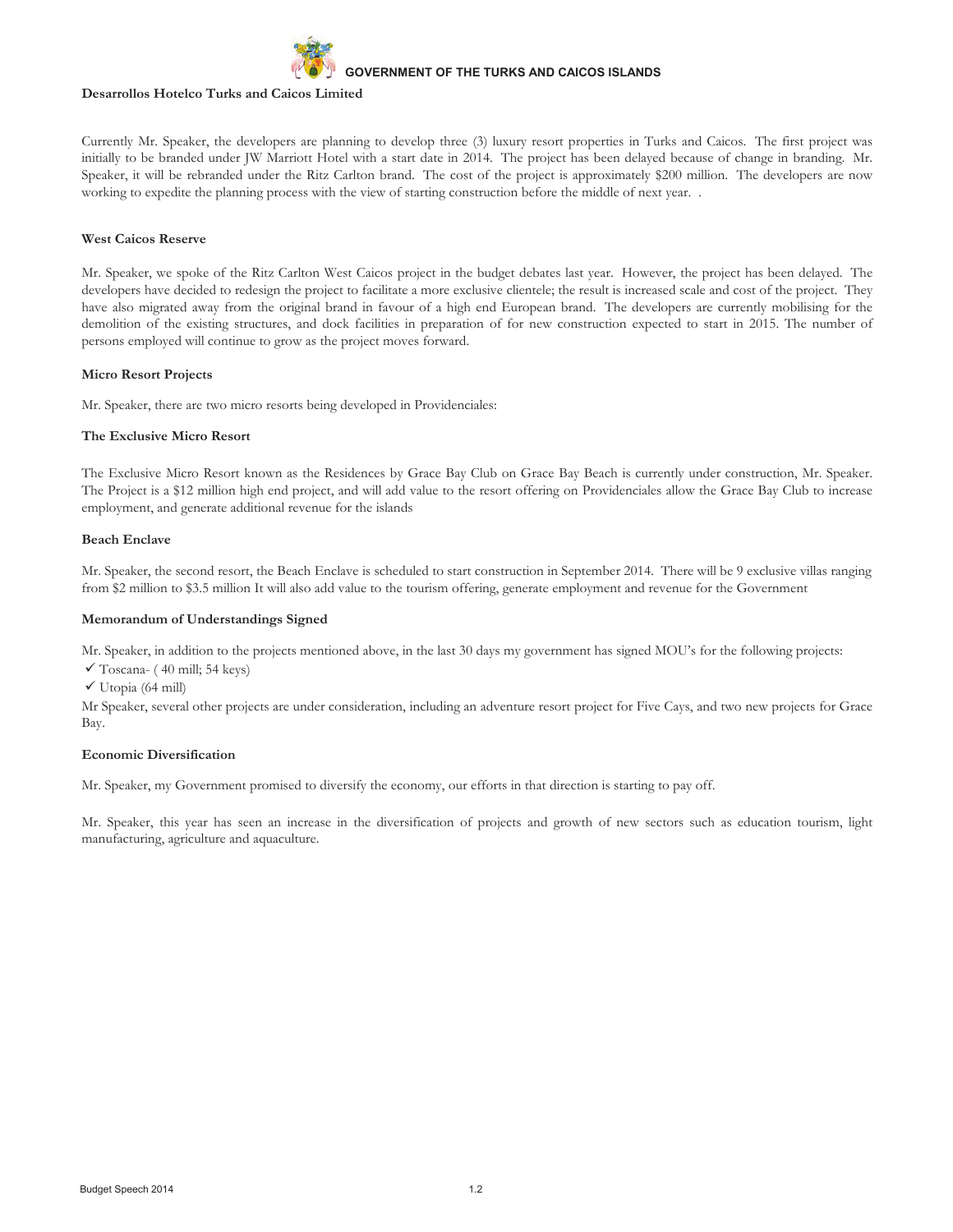**Desarrollos Hotelco Turks and Caicos Limited**

Currently Mr. Speaker, the developers are planning to develop three (3) luxury resort properties in Turks and Caicos. The first project was initially to be branded under JW Marriott Hotel with a start date in 2014. The project has been delayed because of change in branding. Mr. Speaker, it will be rebranded under the Ritz Carlton brand. The cost of the project is approximately $200 million. The developers are now working to expedite the planning process with the view of starting construction before the middle of next year. .

**West Caicos Reserve**

Mr. Speaker, we spoke of the Ritz Carlton West Caicos project in the budget debates last year. However, the project has been delayed. The developers have decided to redesign the project to facilitate a more exclusive clientele; the result is increased scale and cost of the project. They have also migrated away from the original brand in favour of a high end European brand. The developers are currently mobilising for the demolition of the existing structures, and dock facilities in preparation of for new construction expected to start in 2015. The number of persons employed will continue to grow as the project moves forward.

**Micro Resort Projects**

Mr. Speaker, there are two micro resorts being developed in Providenciales:

**The Exclusive Micro Resort**

The Exclusive Micro Resort known as the Residences by Grace Bay Club on Grace Bay Beach is currently under construction, Mr. Speaker. The Project is a $12 million high end project, and will add value to the resort offering on Providenciales allow the Grace Bay Club to increase employment, and generate additional revenue for the islands

**Beach Enclave**

Mr. Speaker, the second resort, the Beach Enclave is scheduled to start construction in September 2014. There will be 9 exclusive villas ranging from $2 million to $3.5 million It will also add value to the tourism offering, generate employment and revenue for the Government

**Memorandum of Understandings Signed**

Mr. Speaker, in addition to the projects mentioned above, in the last 30 days my government has signed MOU's for the following projects:

- ✓ Toscana- ( 40 mill; 54 keys)
- ✓ Utopia (64 mill)

Mr Speaker, several other projects are under consideration, including an adventure resort project for Five Cays, and two new projects for Grace Bay.

**Economic Diversification**

Mr. Speaker, my Government promised to diversify the economy, our efforts in that direction is starting to pay off.

Mr. Speaker, this year has seen an increase in the diversification of projects and growth of new sectors such as education tourism, light manufacturing, agriculture and aquaculture.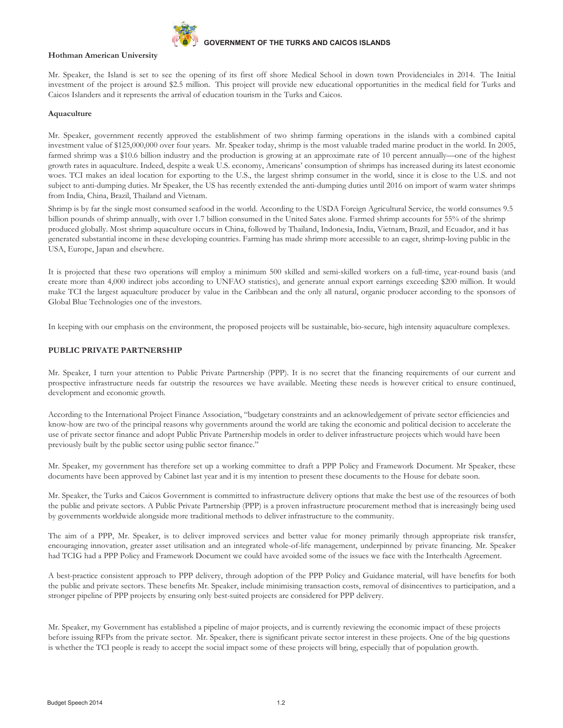**Hothman American University**

Mr. Speaker, the Island is set to see the opening of its first off shore Medical School in down town Providenciales in 2014. The Initial investment of the project is around \$2.5 million. This project will provide new educational opportunities in the medical field for Turks and Caicos Islanders and it represents the arrival of education tourism in the Turks and Caicos.

**Aquaculture**

Mr. Speaker, government recently approved the establishment of two shrimp farming operations in the islands with a combined capital investment value of \$125,000,000 over four years. Mr. Speaker today, shrimp is the most valuable traded marine product in the world. In 2005, farmed shrimp was a \$10.6 billion industry and the production is growing at an approximate rate of 10 percent annually—one of the highest growth rates in aquaculture. Indeed, despite a weak U.S. economy, Americans' consumption of shrimps has increased during its latest economic woes. TCI makes an ideal location for exporting to the U.S., the largest shrimp consumer in the world, since it is close to the U.S. and not subject to anti-dumping duties. Mr Speaker, the US has recently extended the anti-dumping duties until 2016 on import of warm water shrimps from India, China, Brazil, Thailand and Vietnam.

Shrimp is by far the single most consumed seafood in the world. According to the USDA Foreign Agricultural Service, the world consumes 9.5 billion pounds of shrimp annually, with over 1.7 billion consumed in the United Sates alone. Farmed shrimp accounts for 55% of the shrimp produced globally. Most shrimp aquaculture occurs in China, followed by Thailand, Indonesia, India, Vietnam, Brazil, and Ecuador, and it has generated substantial income in these developing countries. Farming has made shrimp more accessible to an eager, shrimp-loving public in the USA, Europe, Japan and elsewhere.

It is projected that these two operations will employ a minimum 500 skilled and semi-skilled workers on a full-time, year-round basis (and create more than 4,000 indirect jobs according to UNFAO statistics), and generate annual export earnings exceeding \$200 million. It would make TCI the largest aquaculture producer by value in the Caribbean and the only all natural, organic producer according to the sponsors of Global Blue Technologies one of the investors.

In keeping with our emphasis on the environment, the proposed projects will be sustainable, bio-secure, high intensity aquaculture complexes.

## PUBLIC PRIVATE PARTNERSHIP

Mr. Speaker, I turn your attention to Public Private Partnership (PPP). It is no secret that the financing requirements of our current and prospective infrastructure needs far outstrip the resources we have available. Meeting these needs is however critical to ensure continued, development and economic growth.

According to the International Project Finance Association, "budgetary constraints and an acknowledgement of private sector efficiencies and know-how are two of the principal reasons why governments around the world are taking the economic and political decision to accelerate the use of private sector finance and adopt Public Private Partnership models in order to deliver infrastructure projects which would have been previously built by the public sector using public sector finance."

Mr. Speaker, my government has therefore set up a working committee to draft a PPP Policy and Framework Document. Mr Speaker, these documents have been approved by Cabinet last year and it is my intention to present these documents to the House for debate soon.

Mr. Speaker, the Turks and Caicos Government is committed to infrastructure delivery options that make the best use of the resources of both the public and private sectors. A Public Private Partnership (PPP) is a proven infrastructure procurement method that is increasingly being used by governments worldwide alongside more traditional methods to deliver infrastructure to the community.

The aim of a PPP, Mr. Speaker, is to deliver improved services and better value for money primarily through appropriate risk transfer, encouraging innovation, greater asset utilisation and an integrated whole-of-life management, underpinned by private financing. Mr. Speaker had TCIG had a PPP Policy and Framework Document we could have avoided some of the issues we face with the Interhealth Agreement.

A best-practice consistent approach to PPP delivery, through adoption of the PPP Policy and Guidance material, will have benefits for both the public and private sectors. These benefits Mr. Speaker, include minimising transaction costs, removal of disincentives to participation, and a stronger pipeline of PPP projects by ensuring only best-suited projects are considered for PPP delivery.

Mr. Speaker, my Government has established a pipeline of major projects, and is currently reviewing the economic impact of these projects before issuing RFPs from the private sector. Mr. Speaker, there is significant private sector interest in these projects. One of the big questions is whether the TCI people is ready to accept the social impact some of these projects will bring, especially that of population growth.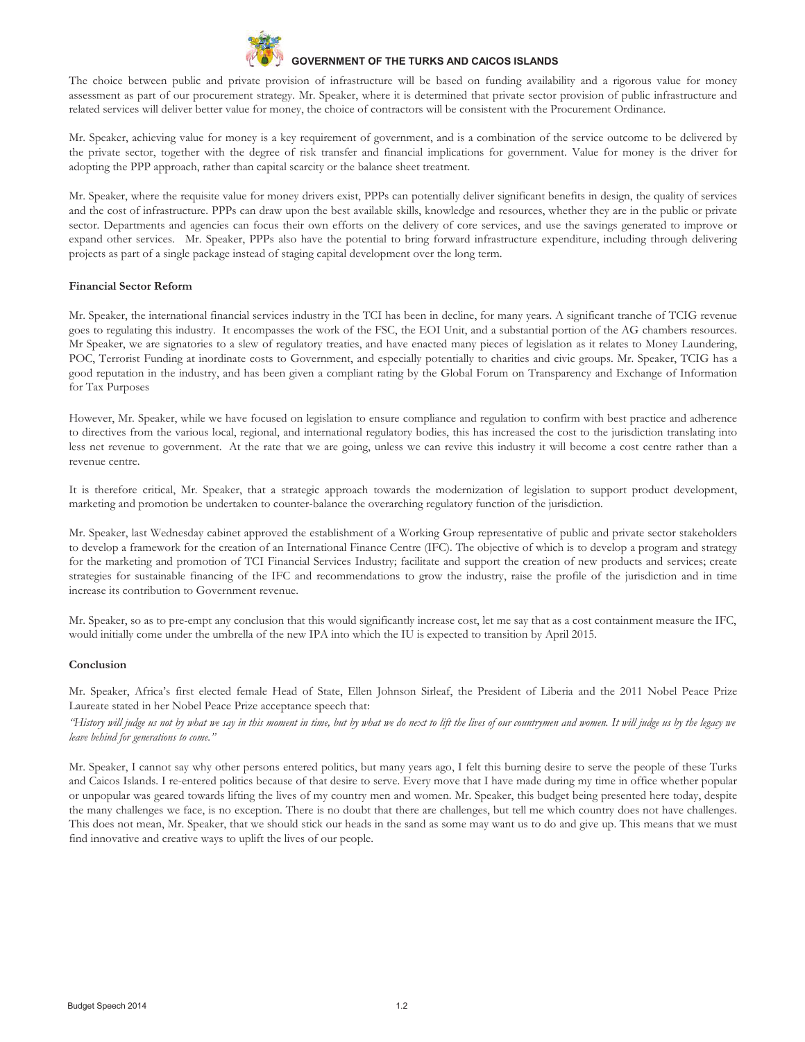The choice between public and private provision of infrastructure will be based on funding availability and a rigorous value for money assessment as part of our procurement strategy. Mr. Speaker, where it is determined that private sector provision of public infrastructure and related services will deliver better value for money, the choice of contractors will be consistent with the Procurement Ordinance.

Mr. Speaker, achieving value for money is a key requirement of government, and is a combination of the service outcome to be delivered by the private sector, together with the degree of risk transfer and financial implications for government. Value for money is the driver for adopting the PPP approach, rather than capital scarcity or the balance sheet treatment.

Mr. Speaker, where the requisite value for money drivers exist, PPPs can potentially deliver significant benefits in design, the quality of services and the cost of infrastructure. PPPs can draw upon the best available skills, knowledge and resources, whether they are in the public or private sector. Departments and agencies can focus their own efforts on the delivery of core services, and use the savings generated to improve or expand other services. Mr. Speaker, PPPs also have the potential to bring forward infrastructure expenditure, including through delivering projects as part of a single package instead of staging capital development over the long term.

**Financial Sector Reform**

Mr. Speaker, the international financial services industry in the TCI has been in decline, for many years. A significant tranche of TCIG revenue goes to regulating this industry. It encompasses the work of the FSC, the EOI Unit, and a substantial portion of the AG chambers resources. Mr Speaker, we are signatories to a slew of regulatory treaties, and have enacted many pieces of legislation as it relates to Money Laundering, POC, Terrorist Funding at inordinate costs to Government, and especially potentially to charities and civic groups. Mr. Speaker, TCIG has a good reputation in the industry, and has been given a compliant rating by the Global Forum on Transparency and Exchange of Information for Tax Purposes

However, Mr. Speaker, while we have focused on legislation to ensure compliance and regulation to confirm with best practice and adherence to directives from the various local, regional, and international regulatory bodies, this has increased the cost to the jurisdiction translating into less net revenue to government. At the rate that we are going, unless we can revive this industry it will become a cost centre rather than a revenue centre.

It is therefore critical, Mr. Speaker, that a strategic approach towards the modernization of legislation to support product development, marketing and promotion be undertaken to counter-balance the overarching regulatory function of the jurisdiction.

Mr. Speaker, last Wednesday cabinet approved the establishment of a Working Group representative of public and private sector stakeholders to develop a framework for the creation of an International Finance Centre (IFC). The objective of which is to develop a program and strategy for the marketing and promotion of TCI Financial Services Industry; facilitate and support the creation of new products and services; create strategies for sustainable financing of the IFC and recommendations to grow the industry, raise the profile of the jurisdiction and in time increase its contribution to Government revenue.

Mr. Speaker, so as to pre-empt any conclusion that this would significantly increase cost, let me say that as a cost containment measure the IFC, would initially come under the umbrella of the new IPA into which the IU is expected to transition by April 2015.

**Conclusion**

Mr. Speaker, Africa's first elected female Head of State, Ellen Johnson Sirleaf, the President of Liberia and the 2011 Nobel Peace Prize Laureate stated in her Nobel Peace Prize acceptance speech that:

*"History will judge us not by what we say in this moment in time, but by what we do next to lift the lives of our countrymen and women. It will judge us by the legacy we leave behind for generations to come."*

Mr. Speaker, I cannot say why other persons entered politics, but many years ago, I felt this burning desire to serve the people of these Turks and Caicos Islands. I re-entered politics because of that desire to serve. Every move that I have made during my time in office whether popular or unpopular was geared towards lifting the lives of my country men and women. Mr. Speaker, this budget being presented here today, despite the many challenges we face, is no exception. There is no doubt that there are challenges, but tell me which country does not have challenges. This does not mean, Mr. Speaker, that we should stick our heads in the sand as some may want us to do and give up. This means that we must find innovative and creative ways to uplift the lives of our people.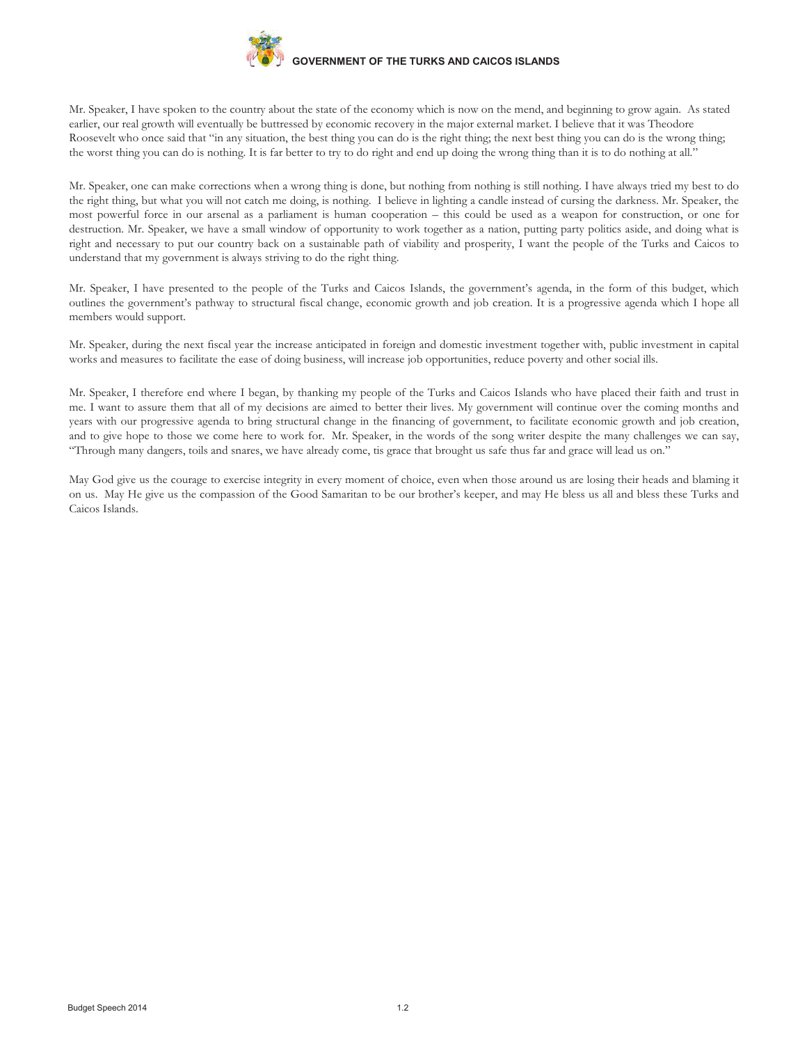Mr. Speaker, I have spoken to the country about the state of the economy which is now on the mend, and beginning to grow again. As stated earlier, our real growth will eventually be buttressed by economic recovery in the major external market. I believe that it was Theodore Roosevelt who once said that "in any situation, the best thing you can do is the right thing; the next best thing you can do is the wrong thing; the worst thing you can do is nothing. It is far better to try to do right and end up doing the wrong thing than it is to do nothing at all."

Mr. Speaker, one can make corrections when a wrong thing is done, but nothing from nothing is still nothing. I have always tried my best to do the right thing, but what you will not catch me doing, is nothing. I believe in lighting a candle instead of cursing the darkness. Mr. Speaker, the most powerful force in our arsenal as a parliament is human cooperation – this could be used as a weapon for construction, or one for destruction. Mr. Speaker, we have a small window of opportunity to work together as a nation, putting party politics aside, and doing what is right and necessary to put our country back on a sustainable path of viability and prosperity, I want the people of the Turks and Caicos to understand that my government is always striving to do the right thing.

Mr. Speaker, I have presented to the people of the Turks and Caicos Islands, the government's agenda, in the form of this budget, which outlines the government's pathway to structural fiscal change, economic growth and job creation. It is a progressive agenda which I hope all members would support.

Mr. Speaker, during the next fiscal year the increase anticipated in foreign and domestic investment together with, public investment in capital works and measures to facilitate the ease of doing business, will increase job opportunities, reduce poverty and other social ills.

Mr. Speaker, I therefore end where I began, by thanking my people of the Turks and Caicos Islands who have placed their faith and trust in me. I want to assure them that all of my decisions are aimed to better their lives. My government will continue over the coming months and years with our progressive agenda to bring structural change in the financing of government, to facilitate economic growth and job creation, and to give hope to those we come here to work for. Mr. Speaker, in the words of the song writer despite the many challenges we can say, "Through many dangers, toils and snares, we have already come, tis grace that brought us safe thus far and grace will lead us on."

May God give us the courage to exercise integrity in every moment of choice, even when those around us are losing their heads and blaming it on us. May He give us the compassion of the Good Samaritan to be our brother's keeper, and may He bless us all and bless these Turks and Caicos Islands.